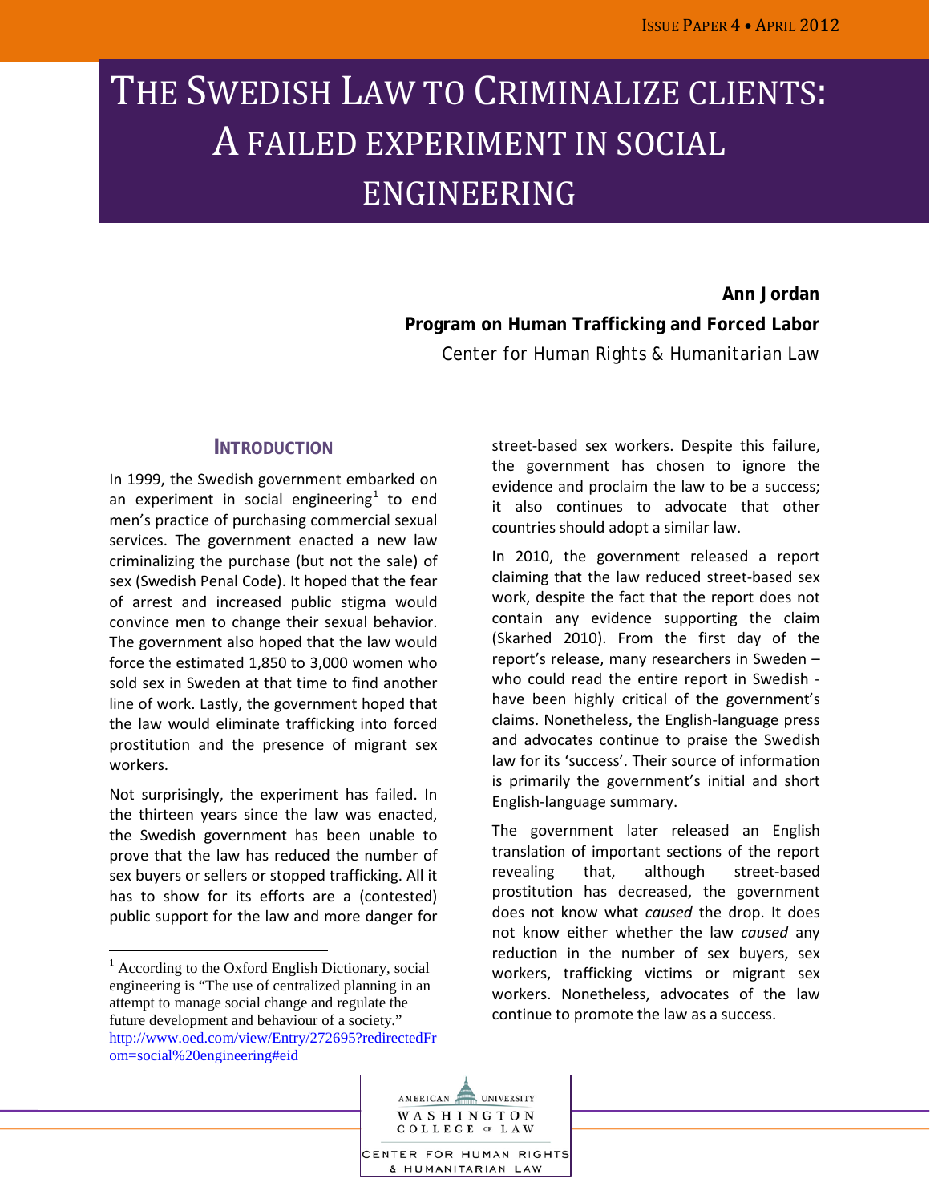# The Swedish Law to Criminalize Clients: A Failed Experiment in Social Engineering

**Ann Jordan**

**Program on Human Trafficking and Forced Labor**

Center for Human Rights & Humanitarian Law

## Introduction

In 1999, the Swedish government embarked on an experiment in social engineering[1] to end men's practice of purchasing commercial sexual services. The government enacted a new law criminalizing the purchase (but not the sale) of sex (Swedish Penal Code). It hoped that the fear of arrest and increased public stigma would convince men to change their sexual behavior. The government also hoped that the law would force the estimated 1,850 to 3,000 women who sold sex in Sweden at that time to find another line of work. Lastly, the government hoped that the law would eliminate trafficking into forced prostitution and the presence of migrant sex workers.

Not surprisingly, the experiment has failed. In the thirteen years since the law was enacted, the Swedish government has been unable to prove that the law has reduced the number of sex buyers or sellers or stopped trafficking. All it has to show for its efforts are a (contested) public support for the law and more danger for street-based sex workers. Despite this failure, the government has chosen to ignore the evidence and proclaim the law to be a success; it also continues to advocate that other countries should adopt a similar law.

In 2010, the government released a report claiming that the law reduced street-based sex work, despite the fact that the report does not contain any evidence supporting the claim (Skarhed 2010). From the first day of the report's release, many researchers in Sweden – who could read the entire report in Swedish - have been highly critical of the government's claims. Nonetheless, the English-language press and advocates continue to praise the Swedish law for its 'success'. Their source of information is primarily the government's initial and short English-language summary.

The government later released an English translation of important sections of the report revealing that, although street-based prostitution has decreased, the government does not know what *caused* the drop. It does not know either whether the law *caused* any reduction in the number of sex buyers, sex workers, trafficking victims or migrant sex workers. Nonetheless, advocates of the law continue to promote the law as a success.

[1] According to the Oxford English Dictionary, social engineering is "The use of centralized planning in an attempt to manage social change and regulate the future development and behaviour of a society." http://www.oed.com/view/Entry/272695?redirectedFrom=social%20engineering#eid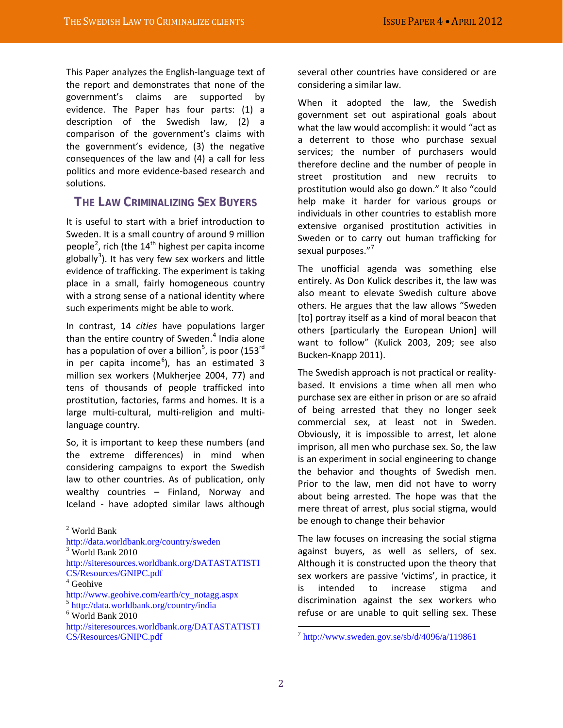This Paper analyzes the English-language text of the report and demonstrates that none of the government's claims are supported by evidence. The Paper has four parts: (1) a description of the Swedish law, (2) a comparison of the government's claims with the government's evidence, (3) the negative consequences of the law and (4) a call for less politics and more evidence-based research and solutions.

## The Law Criminalizing Sex Buyers

It is useful to start with a brief introduction to Sweden. It is a small country of around 9 million people[2], rich (the 14th highest per capita income globally[3]). It has very few sex workers and little evidence of trafficking. The experiment is taking place in a small, fairly homogeneous country with a strong sense of a national identity where such experiments might be able to work.

In contrast, 14 *cities* have populations larger than the entire country of Sweden.[4] India alone has a population of over a billion[5], is poor (153rd in per capita income[6]), has an estimated 3 million sex workers (Mukherjee 2004, 77) and tens of thousands of people trafficked into prostitution, factories, farms and homes. It is a large multi-cultural, multi-religion and multi-language country.

So, it is important to keep these numbers (and the extreme differences) in mind when considering campaigns to export the Swedish law to other countries. As of publication, only wealthy countries – Finland, Norway and Iceland - have adopted similar laws although several other countries have considered or are considering a similar law.

When it adopted the law, the Swedish government set out aspirational goals about what the law would accomplish: it would "act as a deterrent to those who purchase sexual services; the number of purchasers would therefore decline and the number of people in street prostitution and new recruits to prostitution would also go down." It also "could help make it harder for various groups or individuals in other countries to establish more extensive organised prostitution activities in Sweden or to carry out human trafficking for sexual purposes."[7]

The unofficial agenda was something else entirely. As Don Kulick describes it, the law was also meant to elevate Swedish culture above others. He argues that the law allows "Sweden [to] portray itself as a kind of moral beacon that others [particularly the European Union] will want to follow" (Kulick 2003, 209; see also Bucken-Knapp 2011).

The Swedish approach is not practical or reality-based. It envisions a time when all men who purchase sex are either in prison or are so afraid of being arrested that they no longer seek commercial sex, at least not in Sweden. Obviously, it is impossible to arrest, let alone imprison, all men who purchase sex. So, the law is an experiment in social engineering to change the behavior and thoughts of Swedish men. Prior to the law, men did not have to worry about being arrested. The hope was that the mere threat of arrest, plus social stigma, would be enough to change their behavior

The law focuses on increasing the social stigma against buyers, as well as sellers, of sex. Although it is constructed upon the theory that sex workers are passive 'victims', in practice, it is intended to increase stigma and discrimination against the sex workers who refuse or are unable to quit selling sex. These

---

[2] World Bank http://data.worldbank.org/country/sweden

[3] World Bank 2010 http://siteresources.worldbank.org/DATASTATISTICS/Resources/GNIPC.pdf

[4] Geohive http://www.geohive.com/earth/cy_notagg.aspx

[5] http://data.worldbank.org/country/india

[6] World Bank 2010 http://siteresources.worldbank.org/DATASTATISTICS/Resources/GNIPC.pdf

[7] http://www.sweden.gov.se/sb/d/4096/a/119861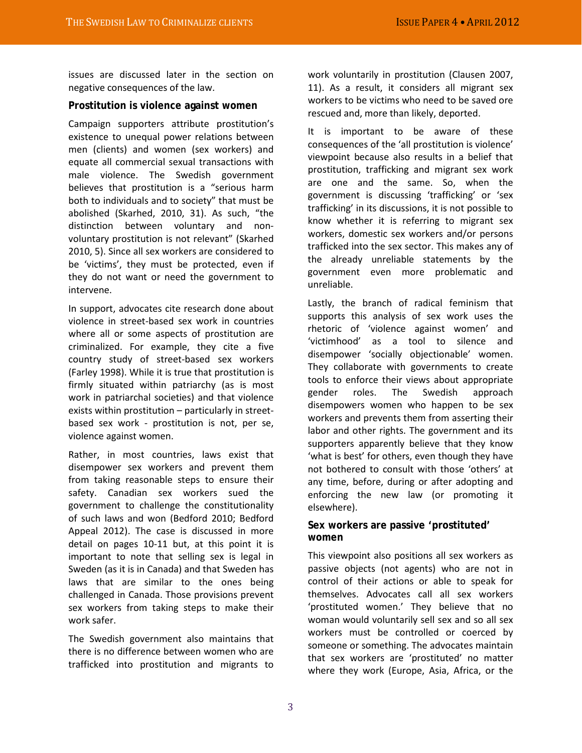issues are discussed later in the section on negative consequences of the law.

### Prostitution is violence against women

Campaign supporters attribute prostitution's existence to unequal power relations between men (clients) and women (sex workers) and equate all commercial sexual transactions with male violence. The Swedish government believes that prostitution is a "serious harm both to individuals and to society" that must be abolished (Skarhed, 2010, 31). As such, "the distinction between voluntary and non-voluntary prostitution is not relevant" (Skarhed 2010, 5). Since all sex workers are considered to be 'victims', they must be protected, even if they do not want or need the government to intervene.

In support, advocates cite research done about violence in street-based sex work in countries where all or some aspects of prostitution are criminalized. For example, they cite a five country study of street-based sex workers (Farley 1998). While it is true that prostitution is firmly situated within patriarchy (as is most work in patriarchal societies) and that violence exists within prostitution – particularly in street-based sex work - prostitution is not, per se, violence against women.

Rather, in most countries, laws exist that disempower sex workers and prevent them from taking reasonable steps to ensure their safety. Canadian sex workers sued the government to challenge the constitutionality of such laws and won (Bedford 2010; Bedford Appeal 2012). The case is discussed in more detail on pages 10-11 but, at this point it is important to note that selling sex is legal in Sweden (as it is in Canada) and that Sweden has laws that are similar to the ones being challenged in Canada. Those provisions prevent sex workers from taking steps to make their work safer.

The Swedish government also maintains that there is no difference between women who are trafficked into prostitution and migrants to work voluntarily in prostitution (Clausen 2007, 11). As a result, it considers all migrant sex workers to be victims who need to be saved ore rescued and, more than likely, deported.

It is important to be aware of these consequences of the 'all prostitution is violence' viewpoint because also results in a belief that prostitution, trafficking and migrant sex work are one and the same. So, when the government is discussing 'trafficking' or 'sex trafficking' in its discussions, it is not possible to know whether it is referring to migrant sex workers, domestic sex workers and/or persons trafficked into the sex sector. This makes any of the already unreliable statements by the government even more problematic and unreliable.

Lastly, the branch of radical feminism that supports this analysis of sex work uses the rhetoric of 'violence against women' and 'victimhood' as a tool to silence and disempower 'socially objectionable' women. They collaborate with governments to create tools to enforce their views about appropriate gender roles. The Swedish approach disempowers women who happen to be sex workers and prevents them from asserting their labor and other rights. The government and its supporters apparently believe that they know 'what is best' for others, even though they have not bothered to consult with those 'others' at any time, before, during or after adopting and enforcing the new law (or promoting it elsewhere).

### Sex workers are passive 'prostituted' women

This viewpoint also positions all sex workers as passive objects (not agents) who are not in control of their actions or able to speak for themselves. Advocates call all sex workers 'prostituted women.' They believe that no woman would voluntarily sell sex and so all sex workers must be controlled or coerced by someone or something. The advocates maintain that sex workers are 'prostituted' no matter where they work (Europe, Asia, Africa, or the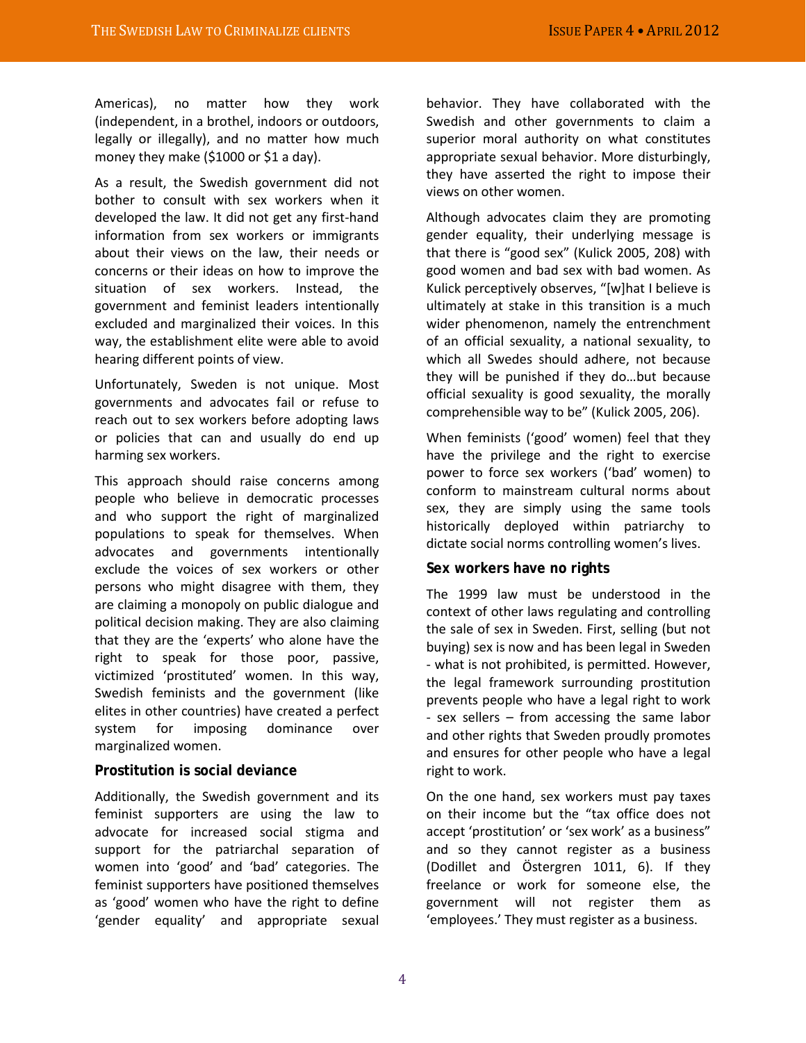Americas), no matter how they work (independent, in a brothel, indoors or outdoors, legally or illegally), and no matter how much money they make ($1000 or $1 a day).

As a result, the Swedish government did not bother to consult with sex workers when it developed the law. It did not get any first-hand information from sex workers or immigrants about their views on the law, their needs or concerns or their ideas on how to improve the situation of sex workers. Instead, the government and feminist leaders intentionally excluded and marginalized their voices. In this way, the establishment elite were able to avoid hearing different points of view.

Unfortunately, Sweden is not unique. Most governments and advocates fail or refuse to reach out to sex workers before adopting laws or policies that can and usually do end up harming sex workers.

This approach should raise concerns among people who believe in democratic processes and who support the right of marginalized populations to speak for themselves. When advocates and governments intentionally exclude the voices of sex workers or other persons who might disagree with them, they are claiming a monopoly on public dialogue and political decision making. They are also claiming that they are the 'experts' who alone have the right to speak for those poor, passive, victimized 'prostituted' women. In this way, Swedish feminists and the government (like elites in other countries) have created a perfect system for imposing dominance over marginalized women.

### Prostitution is social deviance

Additionally, the Swedish government and its feminist supporters are using the law to advocate for increased social stigma and support for the patriarchal separation of women into 'good' and 'bad' categories. The feminist supporters have positioned themselves as 'good' women who have the right to define 'gender equality' and appropriate sexual behavior. They have collaborated with the Swedish and other governments to claim a superior moral authority on what constitutes appropriate sexual behavior. More disturbingly, they have asserted the right to impose their views on other women.

Although advocates claim they are promoting gender equality, their underlying message is that there is "good sex" (Kulick 2005, 208) with good women and bad sex with bad women. As Kulick perceptively observes, "[w]hat I believe is ultimately at stake in this transition is a much wider phenomenon, namely the entrenchment of an official sexuality, a national sexuality, to which all Swedes should adhere, not because they will be punished if they do…but because official sexuality is good sexuality, the morally comprehensible way to be" (Kulick 2005, 206).

When feminists ('good' women) feel that they have the privilege and the right to exercise power to force sex workers ('bad' women) to conform to mainstream cultural norms about sex, they are simply using the same tools historically deployed within patriarchy to dictate social norms controlling women's lives.

### Sex workers have no rights

The 1999 law must be understood in the context of other laws regulating and controlling the sale of sex in Sweden. First, selling (but not buying) sex is now and has been legal in Sweden - what is not prohibited, is permitted. However, the legal framework surrounding prostitution prevents people who have a legal right to work - sex sellers – from accessing the same labor and other rights that Sweden proudly promotes and ensures for other people who have a legal right to work.

On the one hand, sex workers must pay taxes on their income but the "tax office does not accept 'prostitution' or 'sex work' as a business" and so they cannot register as a business (Dodillet and Östergren 1011, 6). If they freelance or work for someone else, the government will not register them as 'employees.' They must register as a business.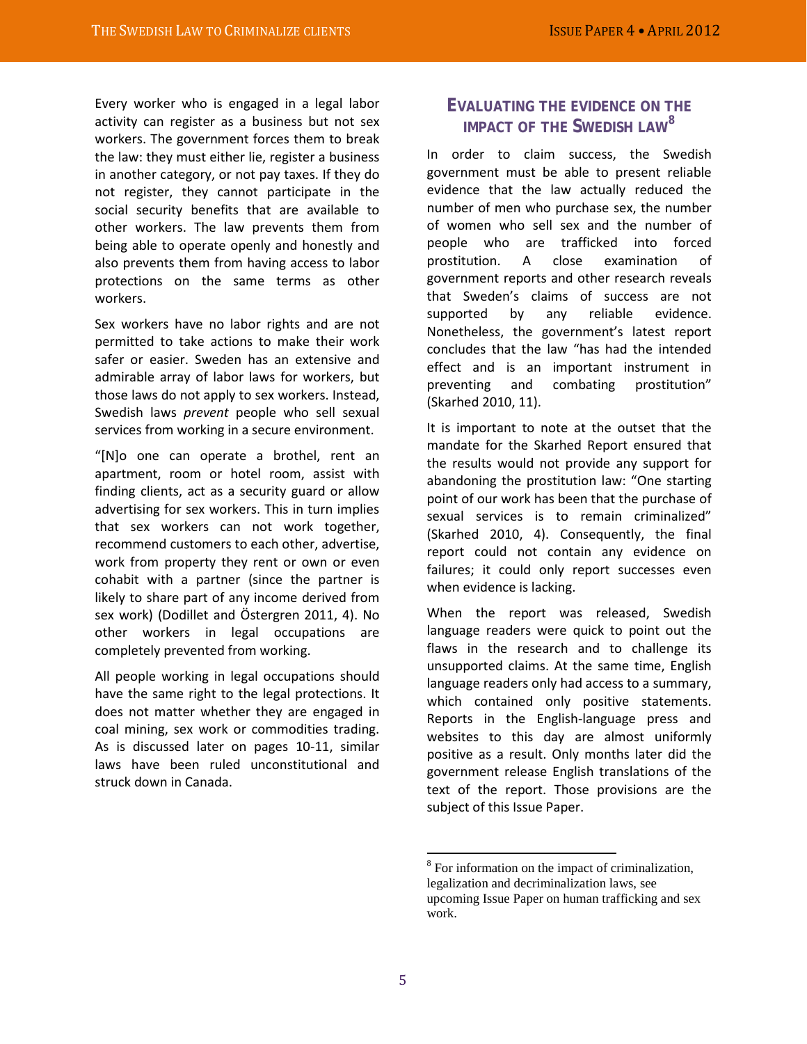Every worker who is engaged in a legal labor activity can register as a business but not sex workers. The government forces them to break the law: they must either lie, register a business in another category, or not pay taxes. If they do not register, they cannot participate in the social security benefits that are available to other workers. The law prevents them from being able to operate openly and honestly and also prevents them from having access to labor protections on the same terms as other workers.

Sex workers have no labor rights and are not permitted to take actions to make their work safer or easier. Sweden has an extensive and admirable array of labor laws for workers, but those laws do not apply to sex workers. Instead, Swedish laws *prevent* people who sell sexual services from working in a secure environment.

"[N]o one can operate a brothel, rent an apartment, room or hotel room, assist with finding clients, act as a security guard or allow advertising for sex workers. This in turn implies that sex workers can not work together, recommend customers to each other, advertise, work from property they rent or own or even cohabit with a partner (since the partner is likely to share part of any income derived from sex work) (Dodillet and Östergren 2011, 4). No other workers in legal occupations are completely prevented from working.

All people working in legal occupations should have the same right to the legal protections. It does not matter whether they are engaged in coal mining, sex work or commodities trading. As is discussed later on pages 10-11, similar laws have been ruled unconstitutional and struck down in Canada.

## Evaluating the Evidence on the Impact of the Swedish Law[8]

In order to claim success, the Swedish government must be able to present reliable evidence that the law actually reduced the number of men who purchase sex, the number of women who sell sex and the number of people who are trafficked into forced prostitution. A close examination of government reports and other research reveals that Sweden's claims of success are not supported by any reliable evidence. Nonetheless, the government's latest report concludes that the law "has had the intended effect and is an important instrument in preventing and combating prostitution" (Skarhed 2010, 11).

It is important to note at the outset that the mandate for the Skarhed Report ensured that the results would not provide any support for abandoning the prostitution law: "One starting point of our work has been that the purchase of sexual services is to remain criminalized" (Skarhed 2010, 4). Consequently, the final report could not contain any evidence on failures; it could only report successes even when evidence is lacking.

When the report was released, Swedish language readers were quick to point out the flaws in the research and to challenge its unsupported claims. At the same time, English language readers only had access to a summary, which contained only positive statements. Reports in the English-language press and websites to this day are almost uniformly positive as a result. Only months later did the government release English translations of the text of the report. Those provisions are the subject of this Issue Paper.

[8] For information on the impact of criminalization, legalization and decriminalization laws, see upcoming Issue Paper on human trafficking and sex work.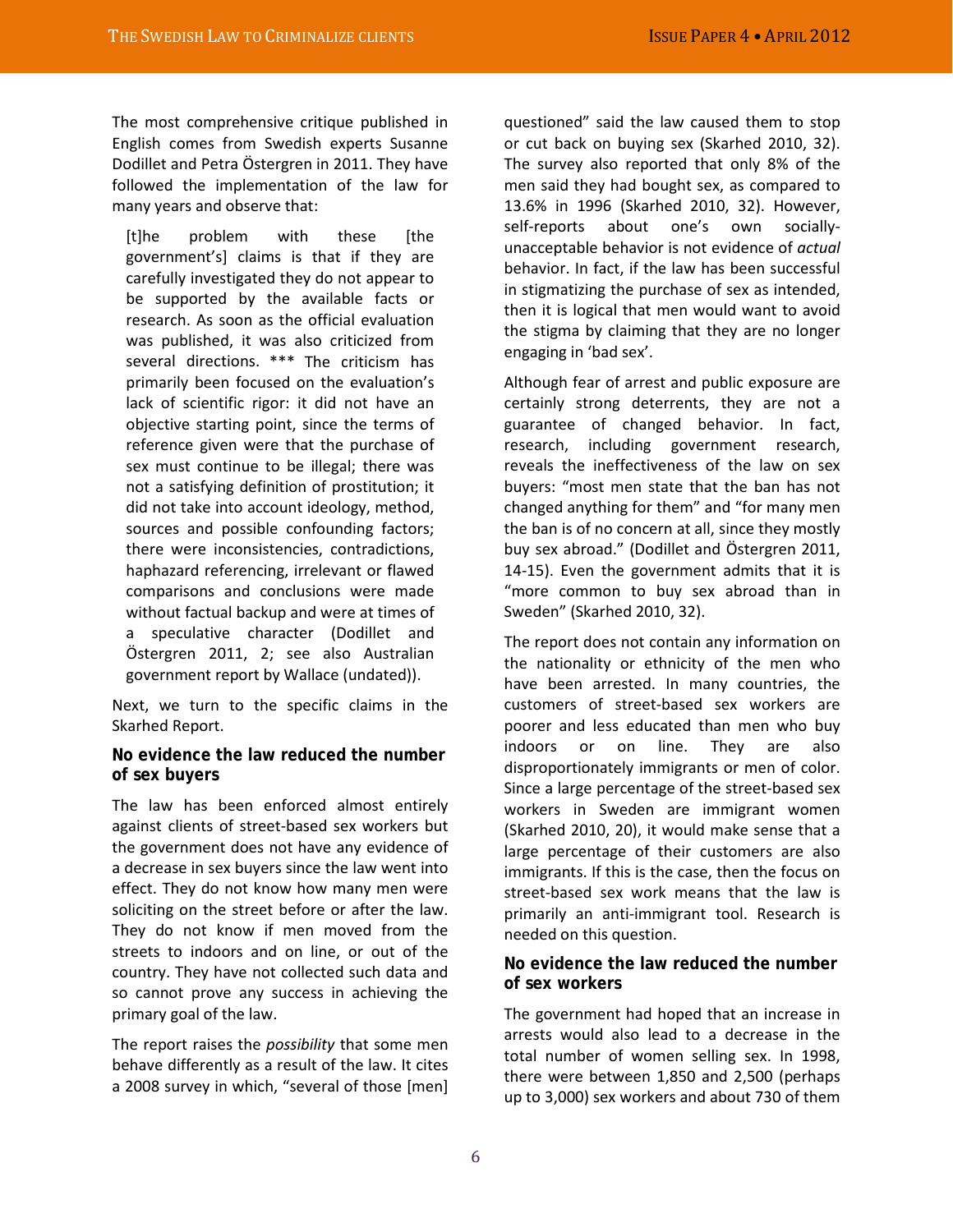The most comprehensive critique published in English comes from Swedish experts Susanne Dodillet and Petra Östergren in 2011. They have followed the implementation of the law for many years and observe that:

> [t]he problem with these [the government's] claims is that if they are carefully investigated they do not appear to be supported by the available facts or research. As soon as the official evaluation was published, it was also criticized from several directions. *** The criticism has primarily been focused on the evaluation's lack of scientific rigor: it did not have an objective starting point, since the terms of reference given were that the purchase of sex must continue to be illegal; there was not a satisfying definition of prostitution; it did not take into account ideology, method, sources and possible confounding factors; there were inconsistencies, contradictions, haphazard referencing, irrelevant or flawed comparisons and conclusions were made without factual backup and were at times of a speculative character (Dodillet and Östergren 2011, 2; see also Australian government report by Wallace (undated)).

Next, we turn to the specific claims in the Skarhed Report.

### No evidence the law reduced the number of sex buyers

The law has been enforced almost entirely against clients of street-based sex workers but the government does not have any evidence of a decrease in sex buyers since the law went into effect. They do not know how many men were soliciting on the street before or after the law. They do not know if men moved from the streets to indoors and on line, or out of the country. They have not collected such data and so cannot prove any success in achieving the primary goal of the law.

The report raises the *possibility* that some men behave differently as a result of the law. It cites a 2008 survey in which, "several of those [men] questioned" said the law caused them to stop or cut back on buying sex (Skarhed 2010, 32). The survey also reported that only 8% of the men said they had bought sex, as compared to 13.6% in 1996 (Skarhed 2010, 32). However, self-reports about one's own socially-unacceptable behavior is not evidence of *actual* behavior. In fact, if the law has been successful in stigmatizing the purchase of sex as intended, then it is logical that men would want to avoid the stigma by claiming that they are no longer engaging in 'bad sex'.

Although fear of arrest and public exposure are certainly strong deterrents, they are not a guarantee of changed behavior. In fact, research, including government research, reveals the ineffectiveness of the law on sex buyers: "most men state that the ban has not changed anything for them" and "for many men the ban is of no concern at all, since they mostly buy sex abroad." (Dodillet and Östergren 2011, 14-15). Even the government admits that it is "more common to buy sex abroad than in Sweden" (Skarhed 2010, 32).

The report does not contain any information on the nationality or ethnicity of the men who have been arrested. In many countries, the customers of street-based sex workers are poorer and less educated than men who buy indoors or on line. They are also disproportionately immigrants or men of color. Since a large percentage of the street-based sex workers in Sweden are immigrant women (Skarhed 2010, 20), it would make sense that a large percentage of their customers are also immigrants. If this is the case, then the focus on street-based sex work means that the law is primarily an anti-immigrant tool. Research is needed on this question.

### No evidence the law reduced the number of sex workers

The government had hoped that an increase in arrests would also lead to a decrease in the total number of women selling sex. In 1998, there were between 1,850 and 2,500 (perhaps up to 3,000) sex workers and about 730 of them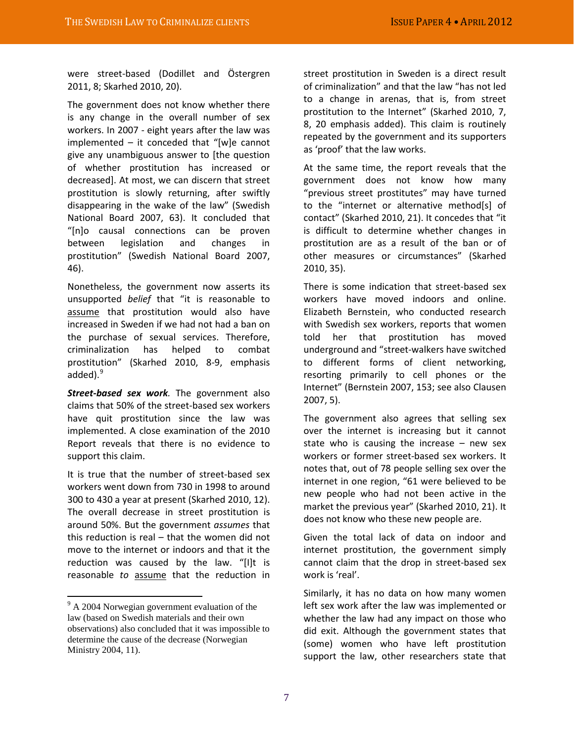were street-based (Dodillet and Östergren 2011, 8; Skarhed 2010, 20).

The government does not know whether there is any change in the overall number of sex workers. In 2007 - eight years after the law was implemented – it conceded that "[w]e cannot give any unambiguous answer to [the question of whether prostitution has increased or decreased]. At most, we can discern that street prostitution is slowly returning, after swiftly disappearing in the wake of the law" (Swedish National Board 2007, 63). It concluded that "[n]o causal connections can be proven between legislation and changes in prostitution" (Swedish National Board 2007, 46).

Nonetheless, the government now asserts its unsupported *belief* that "it is reasonable to <u>assume</u> that prostitution would also have increased in Sweden if we had not had a ban on the purchase of sexual services. Therefore, criminalization has helped to combat prostitution" (Skarhed 2010, 8-9, emphasis added).[9]

***Street-based sex work.*** The government also claims that 50% of the street-based sex workers have quit prostitution since the law was implemented. A close examination of the 2010 Report reveals that there is no evidence to support this claim.

It is true that the number of street-based sex workers went down from 730 in 1998 to around 300 to 430 a year at present (Skarhed 2010, 12). The overall decrease in street prostitution is around 50%. But the government *assumes* that this reduction is real – that the women did not move to the internet or indoors and that it the reduction was caused by the law. "[I]t is reasonable *to* <u>assume</u> that the reduction in street prostitution in Sweden is a direct result of criminalization" and that the law "has not led to a change in arenas, that is, from street prostitution to the Internet" (Skarhed 2010, 7, 8, 20 emphasis added). This claim is routinely repeated by the government and its supporters as 'proof' that the law works.

At the same time, the report reveals that the government does not know how many "previous street prostitutes" may have turned to the "internet or alternative method[s] of contact" (Skarhed 2010, 21). It concedes that "it is difficult to determine whether changes in prostitution are as a result of the ban or of other measures or circumstances" (Skarhed 2010, 35).

There is some indication that street-based sex workers have moved indoors and online. Elizabeth Bernstein, who conducted research with Swedish sex workers, reports that women told her that prostitution has moved underground and "street-walkers have switched to different forms of client networking, resorting primarily to cell phones or the Internet" (Bernstein 2007, 153; see also Clausen 2007, 5).

The government also agrees that selling sex over the internet is increasing but it cannot state who is causing the increase – new sex workers or former street-based sex workers. It notes that, out of 78 people selling sex over the internet in one region, "61 were believed to be new people who had not been active in the market the previous year" (Skarhed 2010, 21). It does not know who these new people are.

Given the total lack of data on indoor and internet prostitution, the government simply cannot claim that the drop in street-based sex work is 'real'.

Similarly, it has no data on how many women left sex work after the law was implemented or whether the law had any impact on those who did exit. Although the government states that (some) women who have left prostitution support the law, other researchers state that

[9] A 2004 Norwegian government evaluation of the law (based on Swedish materials and their own observations) also concluded that it was impossible to determine the cause of the decrease (Norwegian Ministry 2004, 11).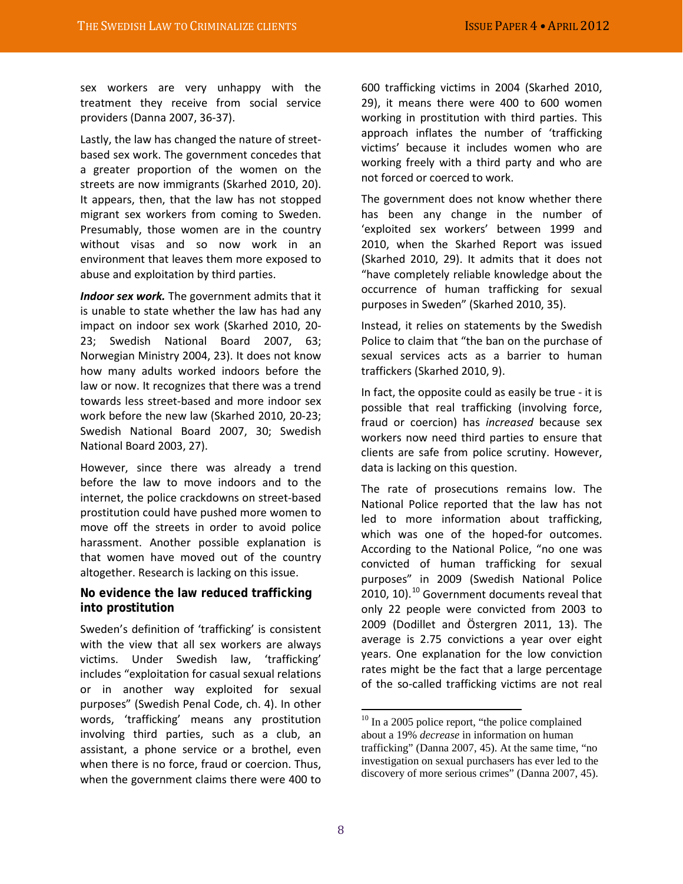sex workers are very unhappy with the treatment they receive from social service providers (Danna 2007, 36-37).

Lastly, the law has changed the nature of street-based sex work. The government concedes that a greater proportion of the women on the streets are now immigrants (Skarhed 2010, 20). It appears, then, that the law has not stopped migrant sex workers from coming to Sweden. Presumably, those women are in the country without visas and so now work in an environment that leaves them more exposed to abuse and exploitation by third parties.

***Indoor sex work.*** The government admits that it is unable to state whether the law has had any impact on indoor sex work (Skarhed 2010, 20-23; Swedish National Board 2007, 63; Norwegian Ministry 2004, 23). It does not know how many adults worked indoors before the law or now. It recognizes that there was a trend towards less street-based and more indoor sex work before the new law (Skarhed 2010, 20-23; Swedish National Board 2007, 30; Swedish National Board 2003, 27).

However, since there was already a trend before the law to move indoors and to the internet, the police crackdowns on street-based prostitution could have pushed more women to move off the streets in order to avoid police harassment. Another possible explanation is that women have moved out of the country altogether. Research is lacking on this issue.

## No evidence the law reduced trafficking into prostitution

Sweden's definition of 'trafficking' is consistent with the view that all sex workers are always victims. Under Swedish law, 'trafficking' includes "exploitation for casual sexual relations or in another way exploited for sexual purposes" (Swedish Penal Code, ch. 4). In other words, 'trafficking' means any prostitution involving third parties, such as a club, an assistant, a phone service or a brothel, even when there is no force, fraud or coercion. Thus, when the government claims there were 400 to 600 trafficking victims in 2004 (Skarhed 2010, 29), it means there were 400 to 600 women working in prostitution with third parties. This approach inflates the number of 'trafficking victims' because it includes women who are working freely with a third party and who are not forced or coerced to work.

The government does not know whether there has been any change in the number of 'exploited sex workers' between 1999 and 2010, when the Skarhed Report was issued (Skarhed 2010, 29). It admits that it does not "have completely reliable knowledge about the occurrence of human trafficking for sexual purposes in Sweden" (Skarhed 2010, 35).

Instead, it relies on statements by the Swedish Police to claim that "the ban on the purchase of sexual services acts as a barrier to human traffickers (Skarhed 2010, 9).

In fact, the opposite could as easily be true - it is possible that real trafficking (involving force, fraud or coercion) has *increased* because sex workers now need third parties to ensure that clients are safe from police scrutiny. However, data is lacking on this question.

The rate of prosecutions remains low. The National Police reported that the law has not led to more information about trafficking, which was one of the hoped-for outcomes. According to the National Police, "no one was convicted of human trafficking for sexual purposes" in 2009 (Swedish National Police 2010, 10).[10] Government documents reveal that only 22 people were convicted from 2003 to 2009 (Dodillet and Östergren 2011, 13). The average is 2.75 convictions a year over eight years. One explanation for the low conviction rates might be the fact that a large percentage of the so-called trafficking victims are not real

[10] In a 2005 police report, "the police complained about a 19% *decrease* in information on human trafficking" (Danna 2007, 45). At the same time, "no investigation on sexual purchasers has ever led to the discovery of more serious crimes" (Danna 2007, 45).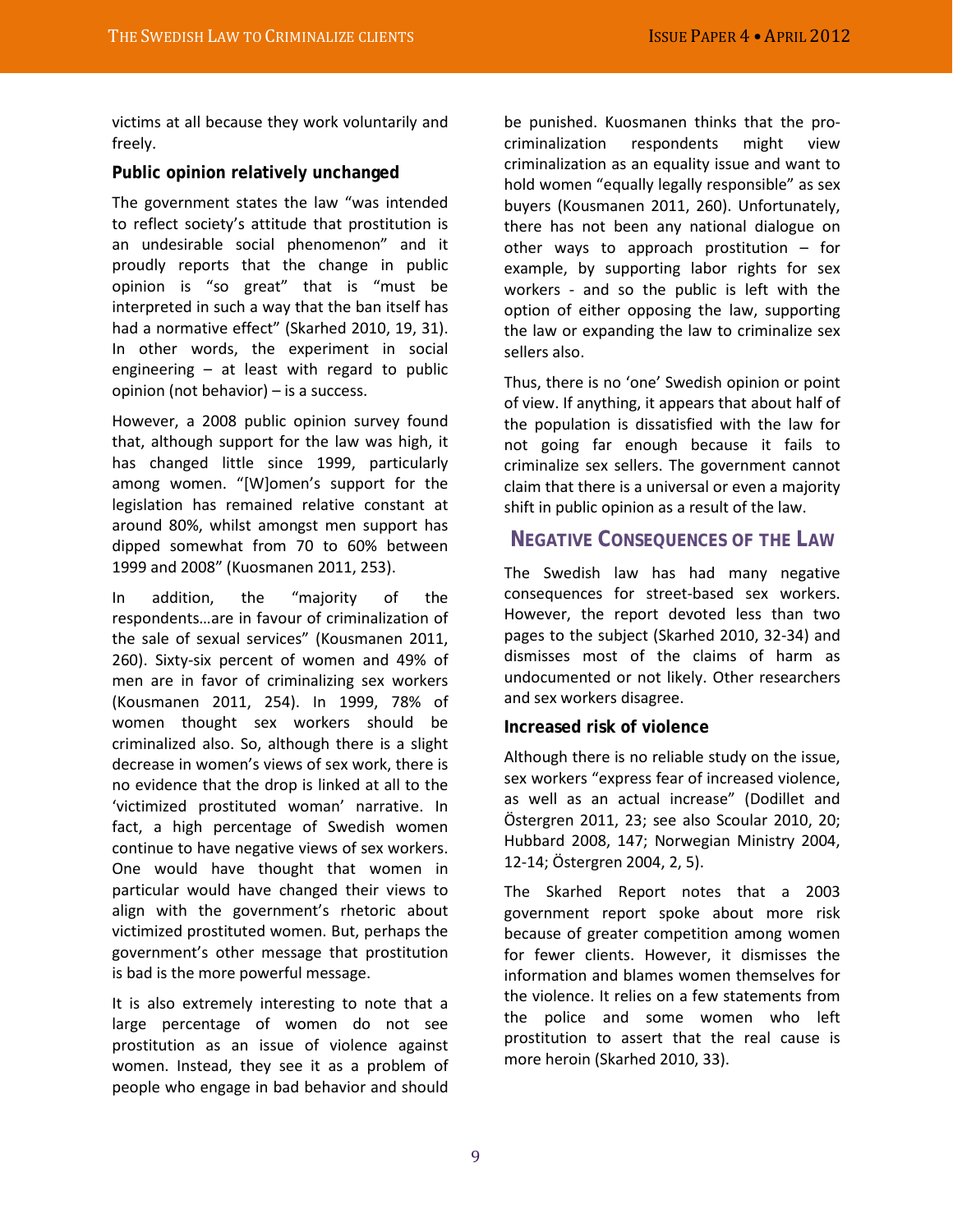victims at all because they work voluntarily and freely.

### Public opinion relatively unchanged

The government states the law "was intended to reflect society's attitude that prostitution is an undesirable social phenomenon" and it proudly reports that the change in public opinion is "so great" that is "must be interpreted in such a way that the ban itself has had a normative effect" (Skarhed 2010, 19, 31). In other words, the experiment in social engineering – at least with regard to public opinion (not behavior) – is a success.

However, a 2008 public opinion survey found that, although support for the law was high, it has changed little since 1999, particularly among women. "[W]omen's support for the legislation has remained relative constant at around 80%, whilst amongst men support has dipped somewhat from 70 to 60% between 1999 and 2008" (Kuosmanen 2011, 253).

In addition, the "majority of the respondents…are in favour of criminalization of the sale of sexual services" (Kousmanen 2011, 260). Sixty-six percent of women and 49% of men are in favor of criminalizing sex workers (Kousmanen 2011, 254). In 1999, 78% of women thought sex workers should be criminalized also. So, although there is a slight decrease in women's views of sex work, there is no evidence that the drop is linked at all to the 'victimized prostituted woman' narrative. In fact, a high percentage of Swedish women continue to have negative views of sex workers. One would have thought that women in particular would have changed their views to align with the government's rhetoric about victimized prostituted women. But, perhaps the government's other message that prostitution is bad is the more powerful message.

It is also extremely interesting to note that a large percentage of women do not see prostitution as an issue of violence against women. Instead, they see it as a problem of people who engage in bad behavior and should be punished. Kuosmanen thinks that the pro-criminalization respondents might view criminalization as an equality issue and want to hold women "equally legally responsible" as sex buyers (Kousmanen 2011, 260). Unfortunately, there has not been any national dialogue on other ways to approach prostitution – for example, by supporting labor rights for sex workers - and so the public is left with the option of either opposing the law, supporting the law or expanding the law to criminalize sex sellers also.

Thus, there is no 'one' Swedish opinion or point of view. If anything, it appears that about half of the population is dissatisfied with the law for not going far enough because it fails to criminalize sex sellers. The government cannot claim that there is a universal or even a majority shift in public opinion as a result of the law.

## Negative Consequences of the Law

The Swedish law has had many negative consequences for street-based sex workers. However, the report devoted less than two pages to the subject (Skarhed 2010, 32-34) and dismisses most of the claims of harm as undocumented or not likely. Other researchers and sex workers disagree.

### Increased risk of violence

Although there is no reliable study on the issue, sex workers "express fear of increased violence, as well as an actual increase" (Dodillet and Östergren 2011, 23; see also Scoular 2010, 20; Hubbard 2008, 147; Norwegian Ministry 2004, 12-14; Östergren 2004, 2, 5).

The Skarhed Report notes that a 2003 government report spoke about more risk because of greater competition among women for fewer clients. However, it dismisses the information and blames women themselves for the violence. It relies on a few statements from the police and some women who left prostitution to assert that the real cause is more heroin (Skarhed 2010, 33).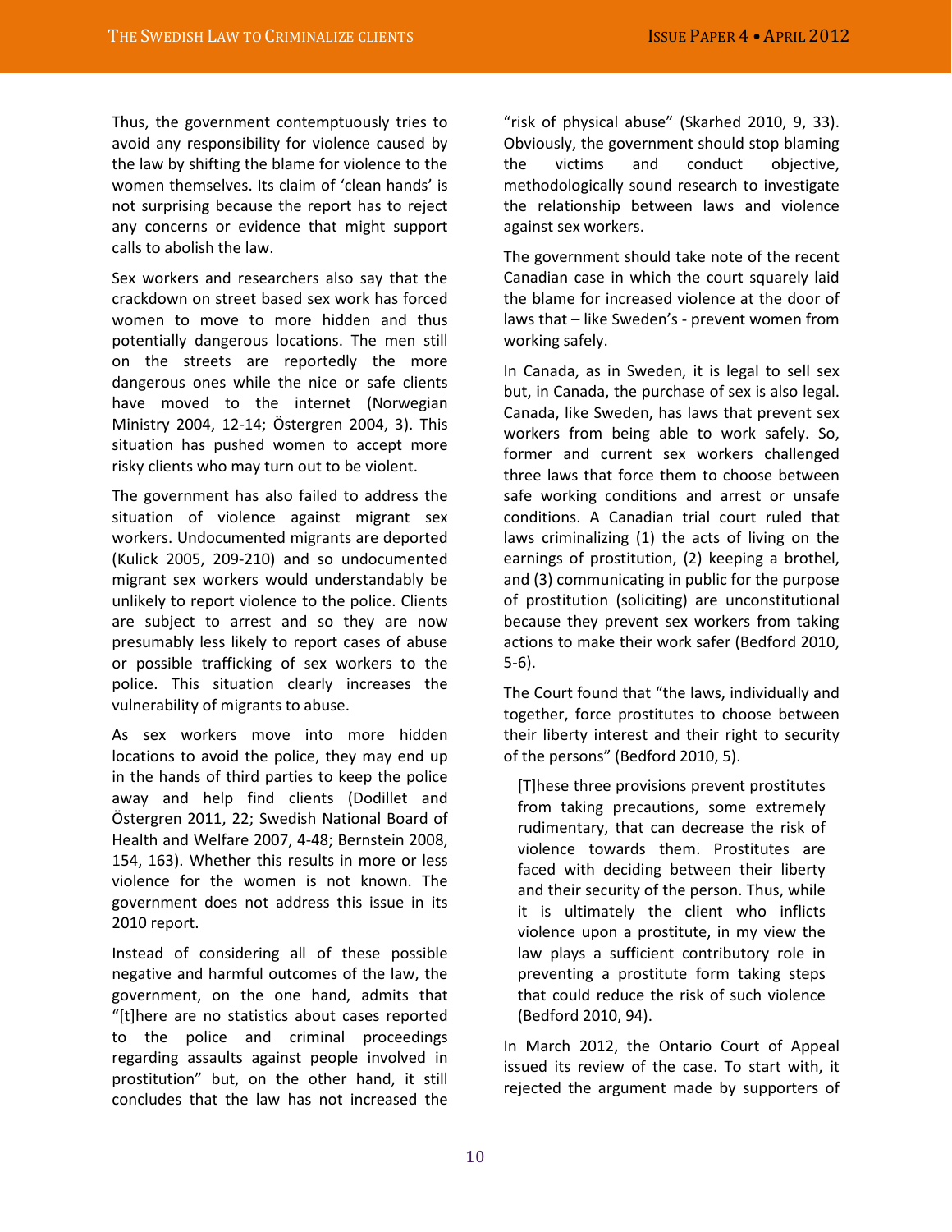Thus, the government contemptuously tries to avoid any responsibility for violence caused by the law by shifting the blame for violence to the women themselves. Its claim of 'clean hands' is not surprising because the report has to reject any concerns or evidence that might support calls to abolish the law.

Sex workers and researchers also say that the crackdown on street based sex work has forced women to move to more hidden and thus potentially dangerous locations. The men still on the streets are reportedly the more dangerous ones while the nice or safe clients have moved to the internet (Norwegian Ministry 2004, 12-14; Östergren 2004, 3). This situation has pushed women to accept more risky clients who may turn out to be violent.

The government has also failed to address the situation of violence against migrant sex workers. Undocumented migrants are deported (Kulick 2005, 209-210) and so undocumented migrant sex workers would understandably be unlikely to report violence to the police. Clients are subject to arrest and so they are now presumably less likely to report cases of abuse or possible trafficking of sex workers to the police. This situation clearly increases the vulnerability of migrants to abuse.

As sex workers move into more hidden locations to avoid the police, they may end up in the hands of third parties to keep the police away and help find clients (Dodillet and Östergren 2011, 22; Swedish National Board of Health and Welfare 2007, 4-48; Bernstein 2008, 154, 163). Whether this results in more or less violence for the women is not known. The government does not address this issue in its 2010 report.

Instead of considering all of these possible negative and harmful outcomes of the law, the government, on the one hand, admits that "[t]here are no statistics about cases reported to the police and criminal proceedings regarding assaults against people involved in prostitution" but, on the other hand, it still concludes that the law has not increased the "risk of physical abuse" (Skarhed 2010, 9, 33). Obviously, the government should stop blaming the victims and conduct objective, methodologically sound research to investigate the relationship between laws and violence against sex workers.

The government should take note of the recent Canadian case in which the court squarely laid the blame for increased violence at the door of laws that – like Sweden's - prevent women from working safely.

In Canada, as in Sweden, it is legal to sell sex but, in Canada, the purchase of sex is also legal. Canada, like Sweden, has laws that prevent sex workers from being able to work safely. So, former and current sex workers challenged three laws that force them to choose between safe working conditions and arrest or unsafe conditions. A Canadian trial court ruled that laws criminalizing (1) the acts of living on the earnings of prostitution, (2) keeping a brothel, and (3) communicating in public for the purpose of prostitution (soliciting) are unconstitutional because they prevent sex workers from taking actions to make their work safer (Bedford 2010, 5-6).

The Court found that "the laws, individually and together, force prostitutes to choose between their liberty interest and their right to security of the persons" (Bedford 2010, 5).

> [T]hese three provisions prevent prostitutes from taking precautions, some extremely rudimentary, that can decrease the risk of violence towards them. Prostitutes are faced with deciding between their liberty and their security of the person. Thus, while it is ultimately the client who inflicts violence upon a prostitute, in my view the law plays a sufficient contributory role in preventing a prostitute form taking steps that could reduce the risk of such violence (Bedford 2010, 94).

In March 2012, the Ontario Court of Appeal issued its review of the case. To start with, it rejected the argument made by supporters of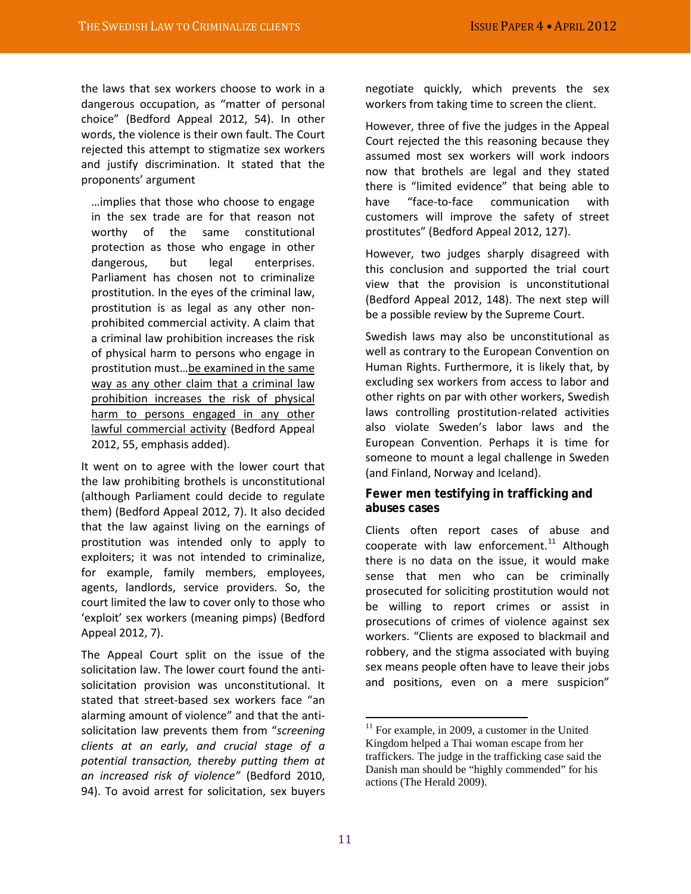the laws that sex workers choose to work in a dangerous occupation, as "matter of personal choice" (Bedford Appeal 2012, 54). In other words, the violence is their own fault. The Court rejected this attempt to stigmatize sex workers and justify discrimination. It stated that the proponents' argument

> …implies that those who choose to engage in the sex trade are for that reason not worthy of the same constitutional protection as those who engage in other dangerous, but legal enterprises. Parliament has chosen not to criminalize prostitution. In the eyes of the criminal law, prostitution is as legal as any other non-prohibited commercial activity. A claim that a criminal law prohibition increases the risk of physical harm to persons who engage in prostitution must…<u>be examined in the same way as any other claim that a criminal law prohibition increases the risk of physical harm to persons engaged in any other lawful commercial activity</u> (Bedford Appeal 2012, 55, emphasis added).

It went on to agree with the lower court that the law prohibiting brothels is unconstitutional (although Parliament could decide to regulate them) (Bedford Appeal 2012, 7). It also decided that the law against living on the earnings of prostitution was intended only to apply to exploiters; it was not intended to criminalize, for example, family members, employees, agents, landlords, service providers. So, the court limited the law to cover only to those who 'exploit' sex workers (meaning pimps) (Bedford Appeal 2012, 7).

The Appeal Court split on the issue of the solicitation law. The lower court found the anti-solicitation provision was unconstitutional. It stated that street-based sex workers face "an alarming amount of violence" and that the anti-solicitation law prevents them from "*screening clients at an early, and crucial stage of a potential transaction, thereby putting them at an increased risk of violence"* (Bedford 2010, 94). To avoid arrest for solicitation, sex buyers negotiate quickly, which prevents the sex workers from taking time to screen the client.

However, three of five the judges in the Appeal Court rejected the this reasoning because they assumed most sex workers will work indoors now that brothels are legal and they stated there is "limited evidence" that being able to have "face-to-face communication with customers will improve the safety of street prostitutes" (Bedford Appeal 2012, 127).

However, two judges sharply disagreed with this conclusion and supported the trial court view that the provision is unconstitutional (Bedford Appeal 2012, 148). The next step will be a possible review by the Supreme Court.

Swedish laws may also be unconstitutional as well as contrary to the European Convention on Human Rights. Furthermore, it is likely that, by excluding sex workers from access to labor and other rights on par with other workers, Swedish laws controlling prostitution-related activities also violate Sweden's labor laws and the European Convention. Perhaps it is time for someone to mount a legal challenge in Sweden (and Finland, Norway and Iceland).

### Fewer men testifying in trafficking and abuses cases

Clients often report cases of abuse and cooperate with law enforcement.[11] Although there is no data on the issue, it would make sense that men who can be criminally prosecuted for soliciting prostitution would not be willing to report crimes or assist in prosecutions of crimes of violence against sex workers. "Clients are exposed to blackmail and robbery, and the stigma associated with buying sex means people often have to leave their jobs and positions, even on a mere suspicion"

[11] For example, in 2009, a customer in the United Kingdom helped a Thai woman escape from her traffickers. The judge in the trafficking case said the Danish man should be "highly commended" for his actions (The Herald 2009).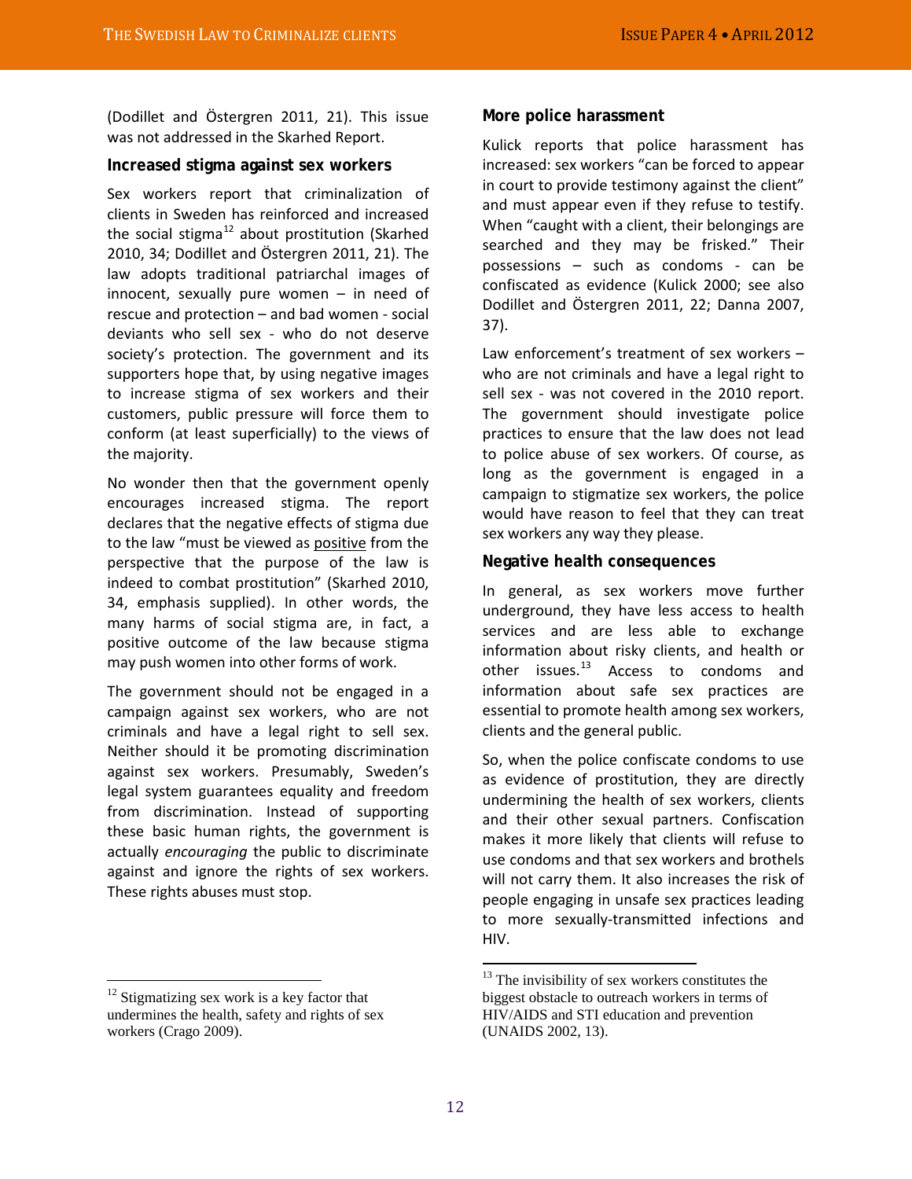(Dodillet and Östergren 2011, 21). This issue was not addressed in the Skarhed Report.

### Increased stigma against sex workers

Sex workers report that criminalization of clients in Sweden has reinforced and increased the social stigma[12] about prostitution (Skarhed 2010, 34; Dodillet and Östergren 2011, 21). The law adopts traditional patriarchal images of innocent, sexually pure women – in need of rescue and protection – and bad women - social deviants who sell sex - who do not deserve society's protection. The government and its supporters hope that, by using negative images to increase stigma of sex workers and their customers, public pressure will force them to conform (at least superficially) to the views of the majority.

No wonder then that the government openly encourages increased stigma. The report declares that the negative effects of stigma due to the law "must be viewed as <u>positive</u> from the perspective that the purpose of the law is indeed to combat prostitution" (Skarhed 2010, 34, emphasis supplied). In other words, the many harms of social stigma are, in fact, a positive outcome of the law because stigma may push women into other forms of work.

The government should not be engaged in a campaign against sex workers, who are not criminals and have a legal right to sell sex. Neither should it be promoting discrimination against sex workers. Presumably, Sweden's legal system guarantees equality and freedom from discrimination. Instead of supporting these basic human rights, the government is actually *encouraging* the public to discriminate against and ignore the rights of sex workers. These rights abuses must stop.

### More police harassment

Kulick reports that police harassment has increased: sex workers "can be forced to appear in court to provide testimony against the client" and must appear even if they refuse to testify. When "caught with a client, their belongings are searched and they may be frisked." Their possessions – such as condoms - can be confiscated as evidence (Kulick 2000; see also Dodillet and Östergren 2011, 22; Danna 2007, 37).

Law enforcement's treatment of sex workers – who are not criminals and have a legal right to sell sex - was not covered in the 2010 report. The government should investigate police practices to ensure that the law does not lead to police abuse of sex workers. Of course, as long as the government is engaged in a campaign to stigmatize sex workers, the police would have reason to feel that they can treat sex workers any way they please.

### Negative health consequences

In general, as sex workers move further underground, they have less access to health services and are less able to exchange information about risky clients, and health or other issues.[13] Access to condoms and information about safe sex practices are essential to promote health among sex workers, clients and the general public.

So, when the police confiscate condoms to use as evidence of prostitution, they are directly undermining the health of sex workers, clients and their other sexual partners. Confiscation makes it more likely that clients will refuse to use condoms and that sex workers and brothels will not carry them. It also increases the risk of people engaging in unsafe sex practices leading to more sexually-transmitted infections and HIV.

---

[12] Stigmatizing sex work is a key factor that undermines the health, safety and rights of sex workers (Crago 2009).

[13] The invisibility of sex workers constitutes the biggest obstacle to outreach workers in terms of HIV/AIDS and STI education and prevention (UNAIDS 2002, 13).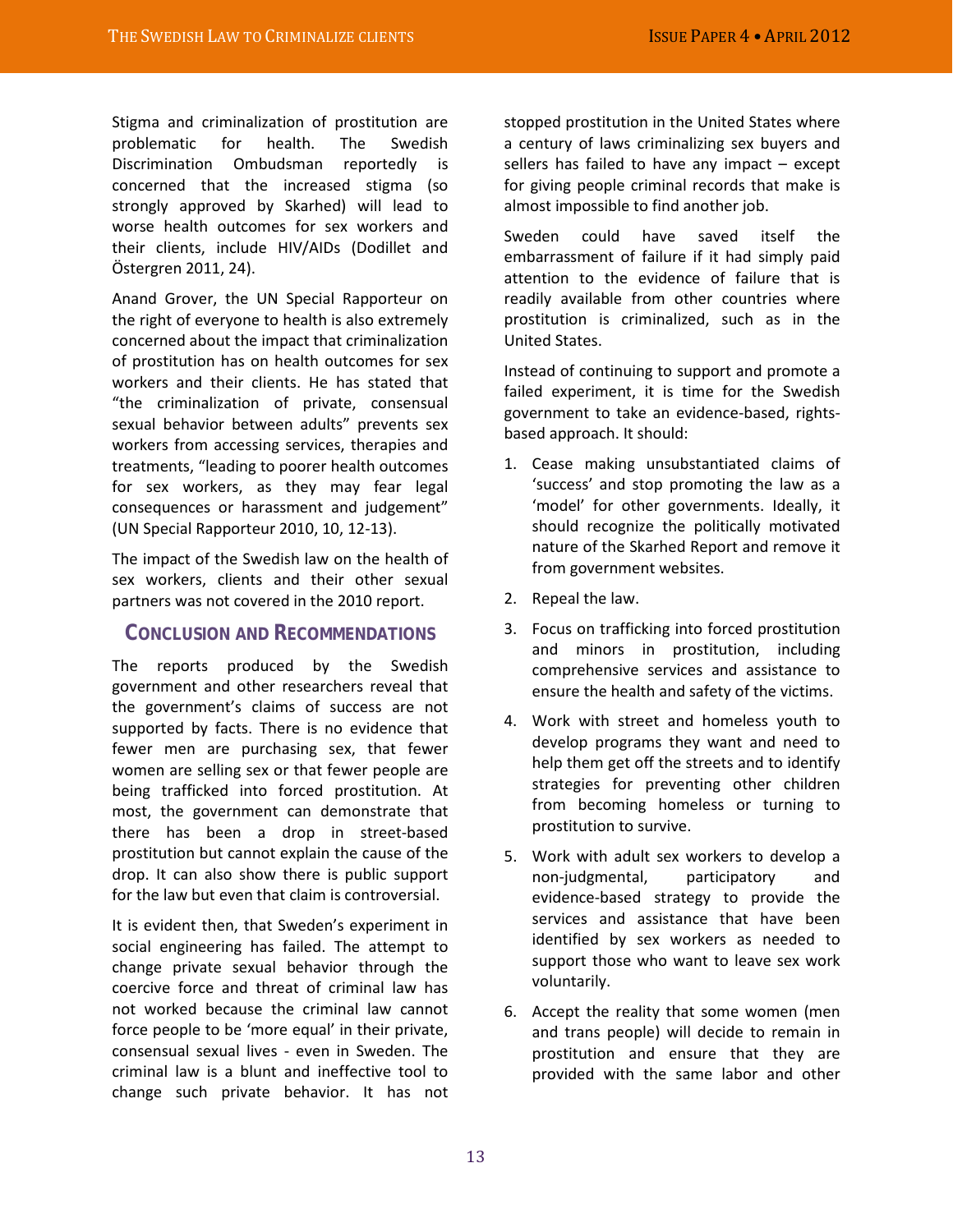Stigma and criminalization of prostitution are problematic for health. The Swedish Discrimination Ombudsman reportedly is concerned that the increased stigma (so strongly approved by Skarhed) will lead to worse health outcomes for sex workers and their clients, include HIV/AIDs (Dodillet and Östergren 2011, 24).

Anand Grover, the UN Special Rapporteur on the right of everyone to health is also extremely concerned about the impact that criminalization of prostitution has on health outcomes for sex workers and their clients. He has stated that "the criminalization of private, consensual sexual behavior between adults" prevents sex workers from accessing services, therapies and treatments, "leading to poorer health outcomes for sex workers, as they may fear legal consequences or harassment and judgement" (UN Special Rapporteur 2010, 10, 12-13).

The impact of the Swedish law on the health of sex workers, clients and their other sexual partners was not covered in the 2010 report.

## Conclusion and Recommendations

The reports produced by the Swedish government and other researchers reveal that the government's claims of success are not supported by facts. There is no evidence that fewer men are purchasing sex, that fewer women are selling sex or that fewer people are being trafficked into forced prostitution. At most, the government can demonstrate that there has been a drop in street-based prostitution but cannot explain the cause of the drop. It can also show there is public support for the law but even that claim is controversial.

It is evident then, that Sweden's experiment in social engineering has failed. The attempt to change private sexual behavior through the coercive force and threat of criminal law has not worked because the criminal law cannot force people to be 'more equal' in their private, consensual sexual lives - even in Sweden. The criminal law is a blunt and ineffective tool to change such private behavior. It has not stopped prostitution in the United States where a century of laws criminalizing sex buyers and sellers has failed to have any impact – except for giving people criminal records that make is almost impossible to find another job.

Sweden could have saved itself the embarrassment of failure if it had simply paid attention to the evidence of failure that is readily available from other countries where prostitution is criminalized, such as in the United States.

Instead of continuing to support and promote a failed experiment, it is time for the Swedish government to take an evidence-based, rights-based approach. It should:

1. Cease making unsubstantiated claims of 'success' and stop promoting the law as a 'model' for other governments. Ideally, it should recognize the politically motivated nature of the Skarhed Report and remove it from government websites.
2. Repeal the law.
3. Focus on trafficking into forced prostitution and minors in prostitution, including comprehensive services and assistance to ensure the health and safety of the victims.
4. Work with street and homeless youth to develop programs they want and need to help them get off the streets and to identify strategies for preventing other children from becoming homeless or turning to prostitution to survive.
5. Work with adult sex workers to develop a non-judgmental, participatory and evidence-based strategy to provide the services and assistance that have been identified by sex workers as needed to support those who want to leave sex work voluntarily.
6. Accept the reality that some women (men and trans people) will decide to remain in prostitution and ensure that they are provided with the same labor and other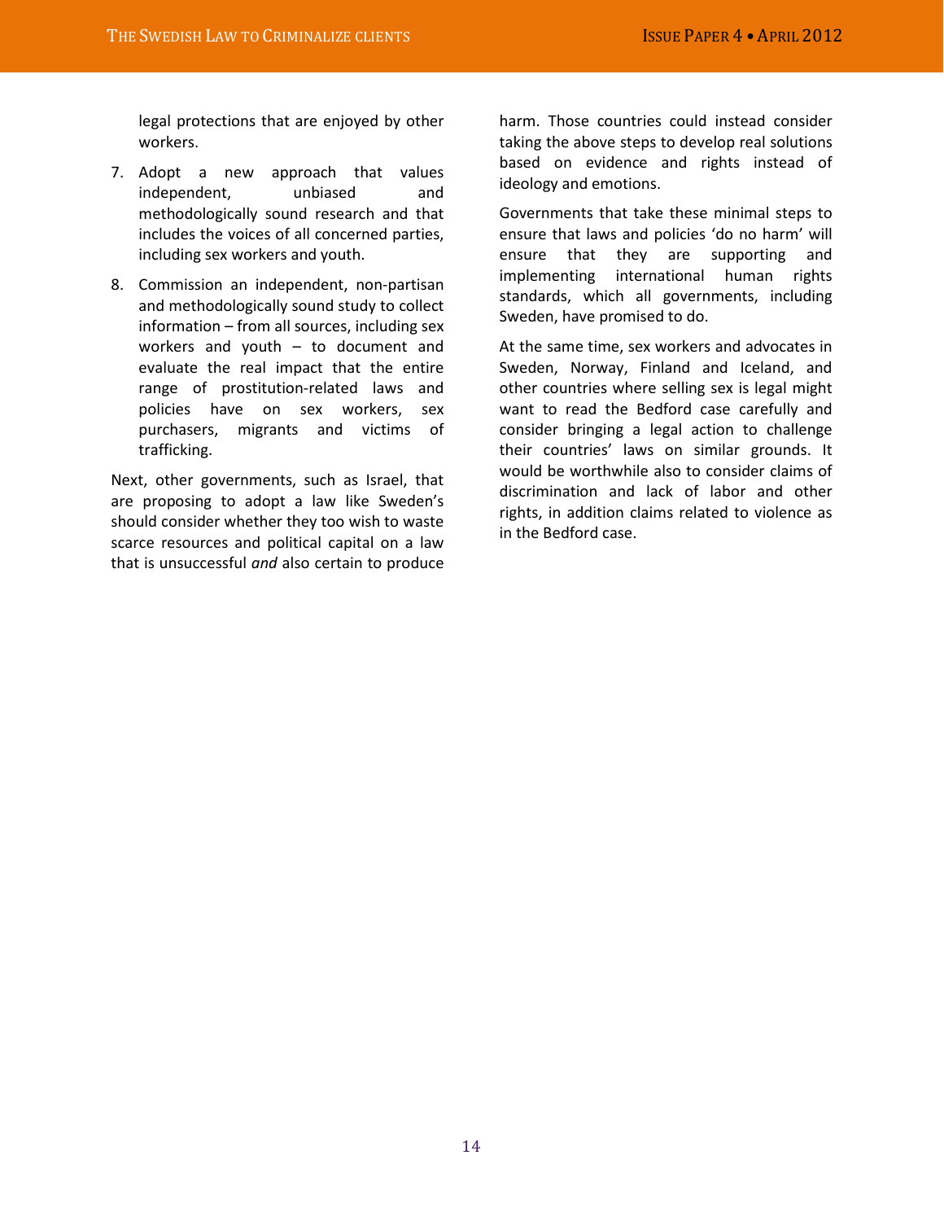legal protections that are enjoyed by other workers.

7. Adopt a new approach that values independent, unbiased and methodologically sound research and that includes the voices of all concerned parties, including sex workers and youth.

8. Commission an independent, non-partisan and methodologically sound study to collect information – from all sources, including sex workers and youth – to document and evaluate the real impact that the entire range of prostitution-related laws and policies have on sex workers, sex purchasers, migrants and victims of trafficking.

Next, other governments, such as Israel, that are proposing to adopt a law like Sweden's should consider whether they too wish to waste scarce resources and political capital on a law that is unsuccessful *and* also certain to produce harm. Those countries could instead consider taking the above steps to develop real solutions based on evidence and rights instead of ideology and emotions.

Governments that take these minimal steps to ensure that laws and policies 'do no harm' will ensure that they are supporting and implementing international human rights standards, which all governments, including Sweden, have promised to do.

At the same time, sex workers and advocates in Sweden, Norway, Finland and Iceland, and other countries where selling sex is legal might want to read the Bedford case carefully and consider bringing a legal action to challenge their countries' laws on similar grounds. It would be worthwhile also to consider claims of discrimination and lack of labor and other rights, in addition claims related to violence as in the Bedford case.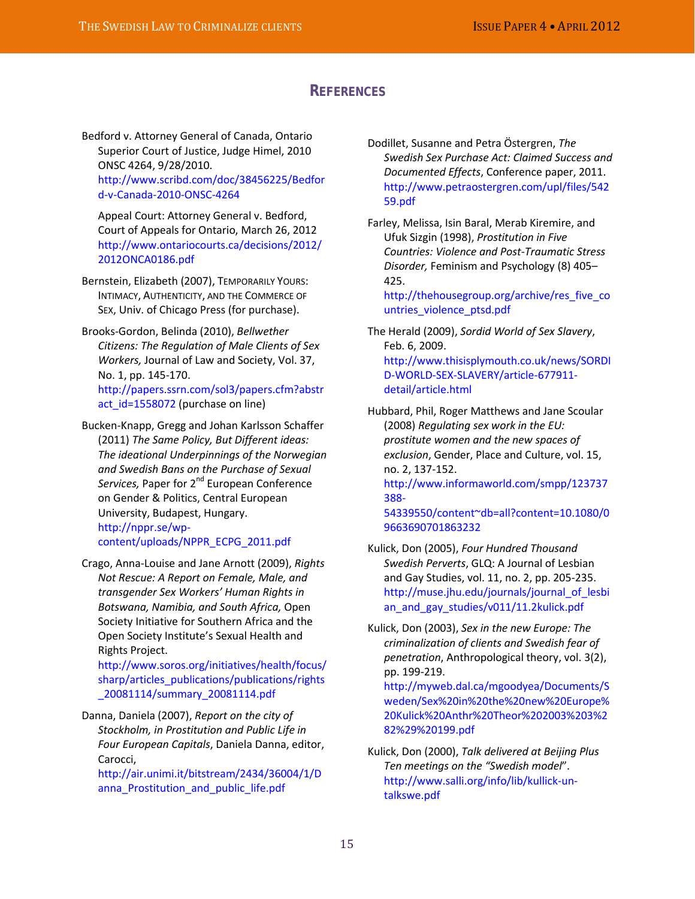## References

Bedford v. Attorney General of Canada, Ontario Superior Court of Justice, Judge Himel, 2010 ONSC 4264, 9/28/2010. http://www.scribd.com/doc/38456225/Bedford-v-Canada-2010-ONSC-4264

Appeal Court: Attorney General v. Bedford, Court of Appeals for Ontario, March 26, 2012 http://www.ontariocourts.ca/decisions/2012/2012ONCA0186.pdf

Bernstein, Elizabeth (2007), TEMPORARILY YOURS: INTIMACY, AUTHENTICITY, AND THE COMMERCE OF SEX, Univ. of Chicago Press (for purchase).

Brooks-Gordon, Belinda (2010), *Bellwether Citizens: The Regulation of Male Clients of Sex Workers,* Journal of Law and Society, Vol. 37, No. 1, pp. 145-170. http://papers.ssrn.com/sol3/papers.cfm?abstract_id=1558072 (purchase on line)

Bucken-Knapp, Gregg and Johan Karlsson Schaffer (2011) *The Same Policy, But Different ideas: The ideational Underpinnings of the Norwegian and Swedish Bans on the Purchase of Sexual Services,* Paper for 2nd European Conference on Gender & Politics, Central European University, Budapest, Hungary. http://nppr.se/wp-content/uploads/NPPR_ECPG_2011.pdf

Crago, Anna-Louise and Jane Arnott (2009), *Rights Not Rescue: A Report on Female, Male, and transgender Sex Workers' Human Rights in Botswana, Namibia, and South Africa,* Open Society Initiative for Southern Africa and the Open Society Institute's Sexual Health and Rights Project. http://www.soros.org/initiatives/health/focus/sharp/articles_publications/publications/rights_20081114/summary_20081114.pdf

Danna, Daniela (2007), *Report on the city of Stockholm, in Prostitution and Public Life in Four European Capitals*, Daniela Danna, editor, Carocci, http://air.unimi.it/bitstream/2434/36004/1/Danna_Prostitution_and_public_life.pdf

Dodillet, Susanne and Petra Östergren, *The Swedish Sex Purchase Act: Claimed Success and Documented Effects*, Conference paper, 2011. http://www.petraostergren.com/upl/files/54259.pdf

Farley, Melissa, Isin Baral, Merab Kiremire, and Ufuk Sizgin (1998), *Prostitution in Five Countries: Violence and Post-Traumatic Stress Disorder,* Feminism and Psychology (8) 405–425. http://thehousegroup.org/archive/res_five_countries_violence_ptsd.pdf

The Herald (2009), *Sordid World of Sex Slavery*, Feb. 6, 2009. http://www.thisisplymouth.co.uk/news/SORDID-WORLD-SEX-SLAVERY/article-677911-detail/article.html

Hubbard, Phil, Roger Matthews and Jane Scoular (2008) *Regulating sex work in the EU: prostitute women and the new spaces of exclusion*, Gender, Place and Culture, vol. 15, no. 2, 137-152. http://www.informaworld.com/smpp/123737388-54339550/content~db=all?content=10.1080/09663690701863232

Kulick, Don (2005), *Four Hundred Thousand Swedish Perverts*, GLQ: A Journal of Lesbian and Gay Studies, vol. 11, no. 2, pp. 205-235. http://muse.jhu.edu/journals/journal_of_lesbian_and_gay_studies/v011/11.2kulick.pdf

Kulick, Don (2003), *Sex in the new Europe: The criminalization of clients and Swedish fear of penetration*, Anthropological theory, vol. 3(2), pp. 199-219. http://myweb.dal.ca/mgoodyea/Documents/Sweden/Sex%20in%20the%20new%20Europe%20Kulick%20Anthr%20Theor%202003%203%282%29%20199.pdf

Kulick, Don (2000), *Talk delivered at Beijing Plus Ten meetings on the "Swedish model"*. http://www.salli.org/info/lib/kullick-un-talkswe.pdf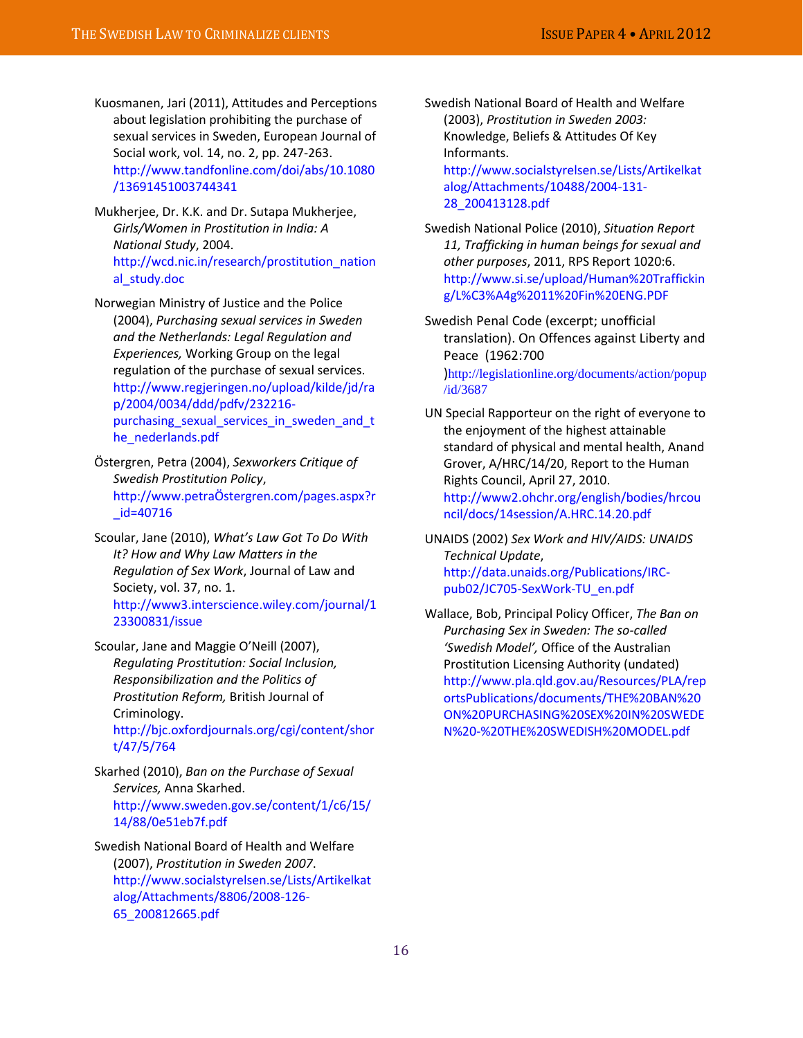Kuosmanen, Jari (2011), Attitudes and Perceptions about legislation prohibiting the purchase of sexual services in Sweden, European Journal of Social work, vol. 14, no. 2, pp. 247-263. http://www.tandfonline.com/doi/abs/10.1080/13691451003744341

Mukherjee, Dr. K.K. and Dr. Sutapa Mukherjee, *Girls/Women in Prostitution in India: A National Study*, 2004. http://wcd.nic.in/research/prostitution_national_study.doc

Norwegian Ministry of Justice and the Police (2004), *Purchasing sexual services in Sweden and the Netherlands: Legal Regulation and Experiences,* Working Group on the legal regulation of the purchase of sexual services. http://www.regjeringen.no/upload/kilde/jd/rap/2004/0034/ddd/pdfv/232216-purchasing_sexual_services_in_sweden_and_the_nederlands.pdf

Östergren, Petra (2004), *Sexworkers Critique of Swedish Prostitution Policy*, http://www.petraÖstergren.com/pages.aspx?r_id=40716

Scoular, Jane (2010), *What's Law Got To Do With It? How and Why Law Matters in the Regulation of Sex Work*, Journal of Law and Society, vol. 37, no. 1. http://www3.interscience.wiley.com/journal/123300831/issue

Scoular, Jane and Maggie O'Neill (2007), *Regulating Prostitution: Social Inclusion, Responsibilization and the Politics of Prostitution Reform,* British Journal of Criminology. http://bjc.oxfordjournals.org/cgi/content/short/47/5/764

Skarhed (2010), *Ban on the Purchase of Sexual Services,* Anna Skarhed. http://www.sweden.gov.se/content/1/c6/15/14/88/0e51eb7f.pdf

Swedish National Board of Health and Welfare (2007), *Prostitution in Sweden 2007*. http://www.socialstyrelsen.se/Lists/Artikelkatalog/Attachments/8806/2008-126-65_200812665.pdf

Swedish National Board of Health and Welfare (2003), *Prostitution in Sweden 2003:* Knowledge, Beliefs & Attitudes Of Key Informants. http://www.socialstyrelsen.se/Lists/Artikelkatalog/Attachments/10488/2004-131-28_200413128.pdf

Swedish National Police (2010), *Situation Report 11, Trafficking in human beings for sexual and other purposes*, 2011, RPS Report 1020:6. http://www.si.se/upload/Human%20Trafficking/L%C3%A4g%2011%20Fin%20ENG.PDF

Swedish Penal Code (excerpt; unofficial translation). On Offences against Liberty and Peace (1962:700 )http://legislationline.org/documents/action/popup/id/3687

UN Special Rapporteur on the right of everyone to the enjoyment of the highest attainable standard of physical and mental health, Anand Grover, A/HRC/14/20, Report to the Human Rights Council, April 27, 2010. http://www2.ohchr.org/english/bodies/hrcouncil/docs/14session/A.HRC.14.20.pdf

UNAIDS (2002) *Sex Work and HIV/AIDS: UNAIDS Technical Update*, http://data.unaids.org/Publications/IRC-pub02/JC705-SexWork-TU_en.pdf

Wallace, Bob, Principal Policy Officer, *The Ban on Purchasing Sex in Sweden: The so-called 'Swedish Model',* Office of the Australian Prostitution Licensing Authority (undated) http://www.pla.qld.gov.au/Resources/PLA/reportsPublications/documents/THE%20BAN%20ON%20PURCHASING%20SEX%20IN%20SWEDEN%20-%20THE%20SWEDISH%20MODEL.pdf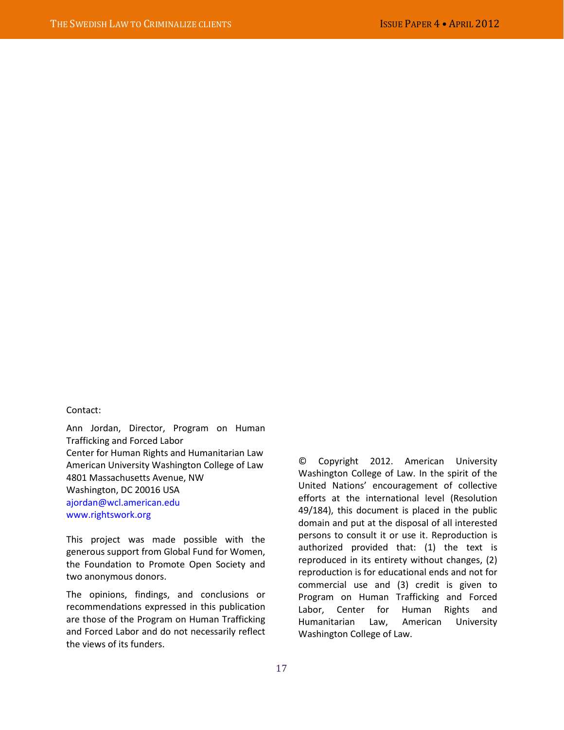Contact:

Ann Jordan, Director, Program on Human Trafficking and Forced Labor
Center for Human Rights and Humanitarian Law
American University Washington College of Law
4801 Massachusetts Avenue, NW
Washington, DC 20016 USA
ajordan@wcl.american.edu
www.rightswork.org

This project was made possible with the generous support from Global Fund for Women, the Foundation to Promote Open Society and two anonymous donors.

The opinions, findings, and conclusions or recommendations expressed in this publication are those of the Program on Human Trafficking and Forced Labor and do not necessarily reflect the views of its funders.

© Copyright 2012. American University Washington College of Law. In the spirit of the United Nations' encouragement of collective efforts at the international level (Resolution 49/184), this document is placed in the public domain and put at the disposal of all interested persons to consult it or use it. Reproduction is authorized provided that: (1) the text is reproduced in its entirety without changes, (2) reproduction is for educational ends and not for commercial use and (3) credit is given to Program on Human Trafficking and Forced Labor, Center for Human Rights and Humanitarian Law, American University Washington College of Law.